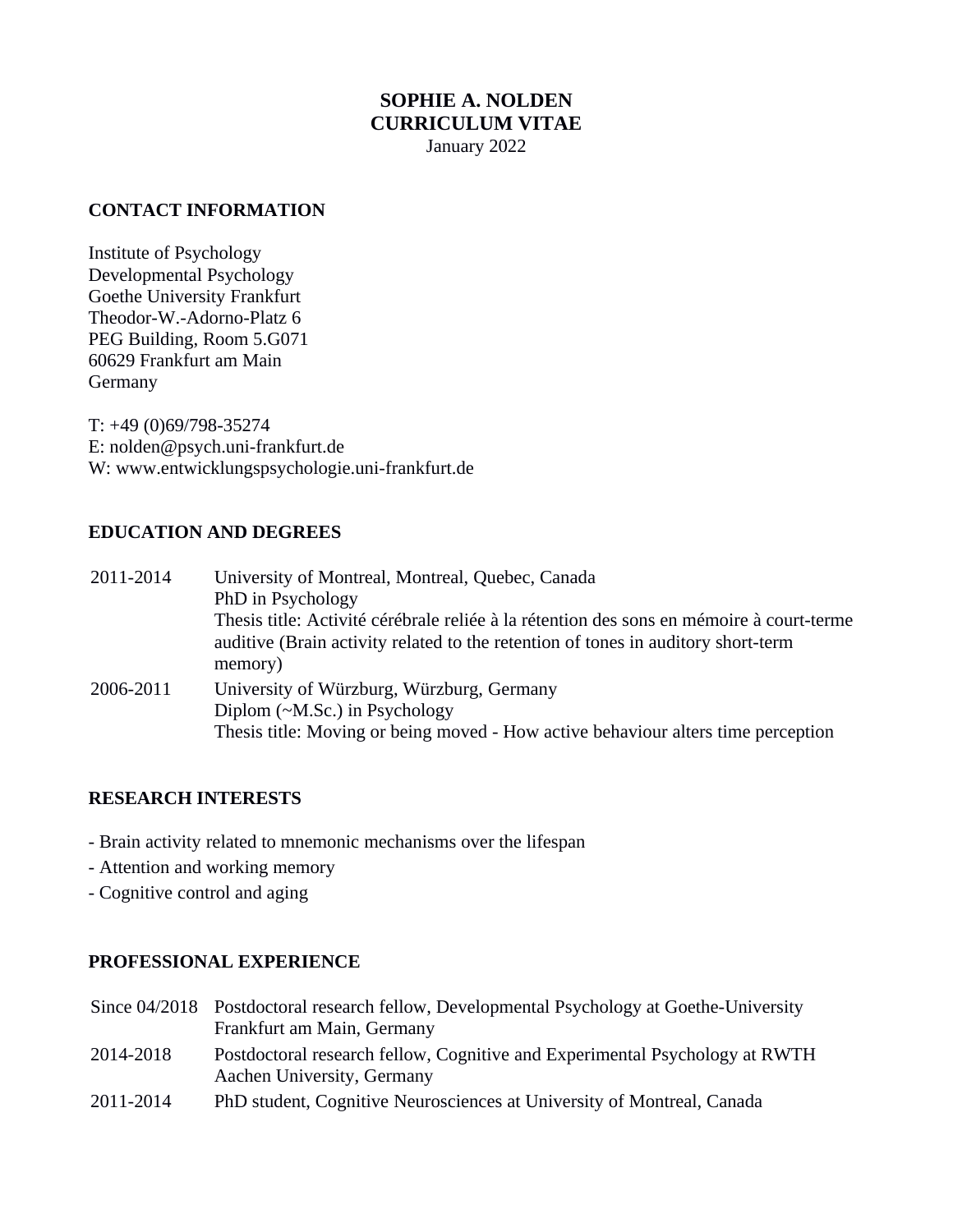# SOPHIE A. NOLDEN
# CURRICULUM VITAE

January 2022

## CONTACT INFORMATION

Institute of Psychology
Developmental Psychology
Goethe University Frankfurt
Theodor-W.-Adorno-Platz 6
PEG Building, Room 5.G071
60629 Frankfurt am Main
Germany

T: +49 (0)69/798-35274
E: nolden@psych.uni-frankfurt.de
W: www.entwicklungspsychologie.uni-frankfurt.de

## EDUCATION AND DEGREES

| | |
|---|---|
| 2011-2014 | University of Montreal, Montreal, Quebec, Canada<br>PhD in Psychology<br>Thesis title: Activité cérébrale reliée à la rétention des sons en mémoire à court-terme auditive (Brain activity related to the retention of tones in auditory short-term memory) |
| 2006-2011 | University of Würzburg, Würzburg, Germany<br>Diplom (~M.Sc.) in Psychology<br>Thesis title: Moving or being moved - How active behaviour alters time perception |

## RESEARCH INTERESTS

- Brain activity related to mnemonic mechanisms over the lifespan
- Attention and working memory
- Cognitive control and aging

## PROFESSIONAL EXPERIENCE

| | |
|---|---|
| Since 04/2018 | Postdoctoral research fellow, Developmental Psychology at Goethe-University Frankfurt am Main, Germany |
| 2014-2018 | Postdoctoral research fellow, Cognitive and Experimental Psychology at RWTH Aachen University, Germany |
| 2011-2014 | PhD student, Cognitive Neurosciences at University of Montreal, Canada |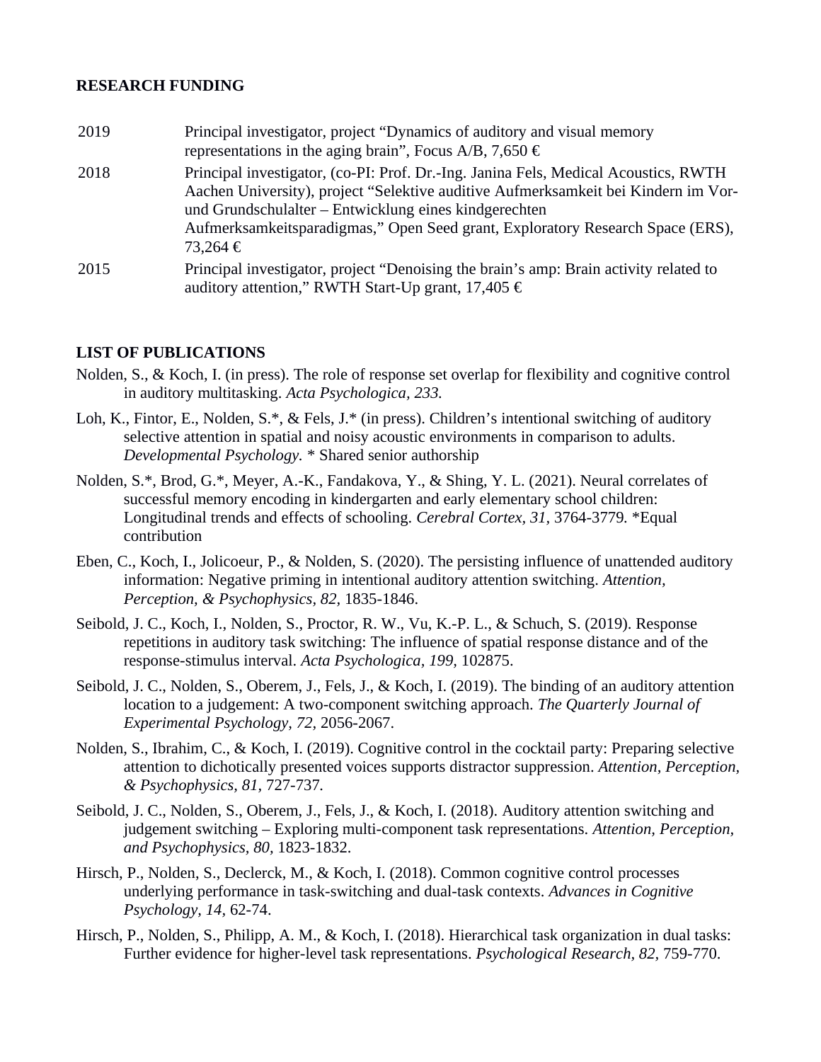## RESEARCH FUNDING

| | |
|---|---|
| 2019 | Principal investigator, project “Dynamics of auditory and visual memory representations in the aging brain”, Focus A/B, 7,650 € |
| 2018 | Principal investigator, (co-PI: Prof. Dr.-Ing. Janina Fels, Medical Acoustics, RWTH Aachen University), project “Selektive auditive Aufmerksamkeit bei Kindern im Vor- und Grundschulalter – Entwicklung eines kindgerechten Aufmerksamkeitsparadigmas,” Open Seed grant, Exploratory Research Space (ERS), 73,264 € |
| 2015 | Principal investigator, project “Denoising the brain’s amp: Brain activity related to auditory attention,” RWTH Start-Up grant, 17,405 € |

## LIST OF PUBLICATIONS

Nolden, S., & Koch, I. (in press). The role of response set overlap for flexibility and cognitive control in auditory multitasking. *Acta Psychologica, 233.*

Loh, K., Fintor, E., Nolden, S.*, & Fels, J.* (in press). Children’s intentional switching of auditory selective attention in spatial and noisy acoustic environments in comparison to adults. *Developmental Psychology.* * Shared senior authorship

Nolden, S.*, Brod, G.*, Meyer, A.-K., Fandakova, Y., & Shing, Y. L. (2021). Neural correlates of successful memory encoding in kindergarten and early elementary school children: Longitudinal trends and effects of schooling. *Cerebral Cortex, 31*, 3764-3779. *Equal contribution

Eben, C., Koch, I., Jolicoeur, P., & Nolden, S. (2020). The persisting influence of unattended auditory information: Negative priming in intentional auditory attention switching. *Attention, Perception, & Psychophysics, 82*, 1835-1846.

Seibold, J. C., Koch, I., Nolden, S., Proctor, R. W., Vu, K.-P. L., & Schuch, S. (2019). Response repetitions in auditory task switching: The influence of spatial response distance and of the response-stimulus interval. *Acta Psychologica, 199*, 102875.

Seibold, J. C., Nolden, S., Oberem, J., Fels, J., & Koch, I. (2019). The binding of an auditory attention location to a judgement: A two-component switching approach. *The Quarterly Journal of Experimental Psychology, 72*, 2056-2067.

Nolden, S., Ibrahim, C., & Koch, I. (2019). Cognitive control in the cocktail party: Preparing selective attention to dichotically presented voices supports distractor suppression. *Attention, Perception, & Psychophysics, 81,* 727-737.

Seibold, J. C., Nolden, S., Oberem, J., Fels, J., & Koch, I. (2018). Auditory attention switching and judgement switching – Exploring multi-component task representations. *Attention, Perception, and Psychophysics, 80,* 1823-1832.

Hirsch, P., Nolden, S., Declerck, M., & Koch, I. (2018). Common cognitive control processes underlying performance in task-switching and dual-task contexts. *Advances in Cognitive Psychology, 14,* 62-74.

Hirsch, P., Nolden, S., Philipp, A. M., & Koch, I. (2018). Hierarchical task organization in dual tasks: Further evidence for higher-level task representations. *Psychological Research, 82,* 759-770.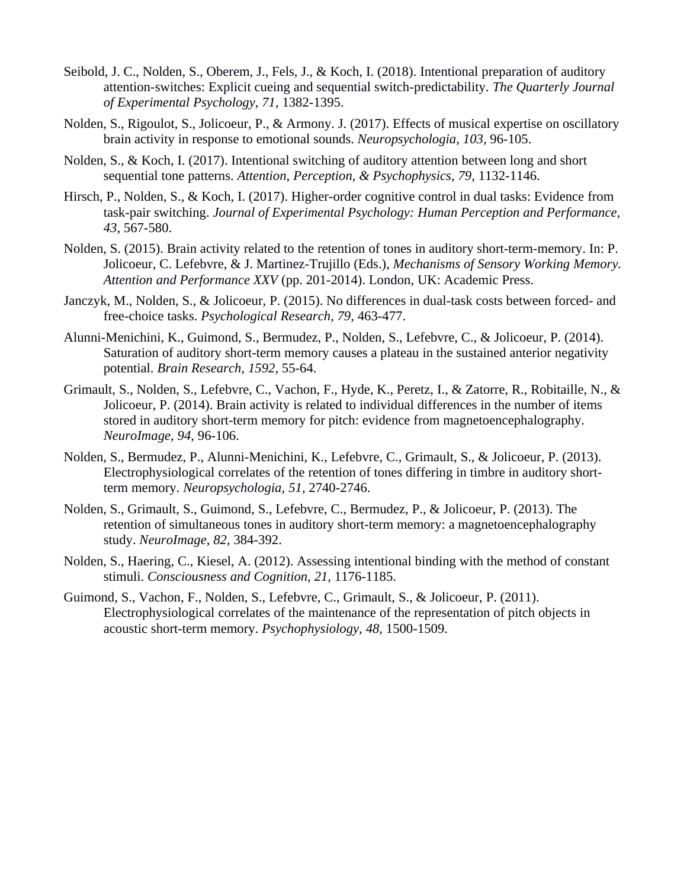Seibold, J. C., Nolden, S., Oberem, J., Fels, J., & Koch, I. (2018). Intentional preparation of auditory attention-switches: Explicit cueing and sequential switch-predictability. *The Quarterly Journal of Experimental Psychology, 71,* 1382-1395.

Nolden, S., Rigoulot, S., Jolicoeur, P., & Armony. J. (2017). Effects of musical expertise on oscillatory brain activity in response to emotional sounds. *Neuropsychologia, 103,* 96-105.

Nolden, S., & Koch, I. (2017). Intentional switching of auditory attention between long and short sequential tone patterns. *Attention, Perception, & Psychophysics, 79,* 1132-1146.

Hirsch, P., Nolden, S., & Koch, I. (2017). Higher-order cognitive control in dual tasks: Evidence from task-pair switching. *Journal of Experimental Psychology: Human Perception and Performance, 43,* 567-580.

Nolden, S. (2015). Brain activity related to the retention of tones in auditory short-term-memory. In: P. Jolicoeur, C. Lefebvre, & J. Martinez-Trujillo (Eds.), *Mechanisms of Sensory Working Memory. Attention and Performance XXV* (pp. 201-2014). London, UK: Academic Press.

Janczyk, M., Nolden, S., & Jolicoeur, P. (2015). No differences in dual-task costs between forced- and free-choice tasks. *Psychological Research, 79,* 463-477.

Alunni-Menichini, K., Guimond, S., Bermudez, P., Nolden, S., Lefebvre, C., & Jolicoeur, P. (2014). Saturation of auditory short-term memory causes a plateau in the sustained anterior negativity potential. *Brain Research, 1592,* 55-64.

Grimault, S., Nolden, S., Lefebvre, C., Vachon, F., Hyde, K., Peretz, I., & Zatorre, R., Robitaille, N., & Jolicoeur, P. (2014). Brain activity is related to individual differences in the number of items stored in auditory short-term memory for pitch: evidence from magnetoencephalography. *NeuroImage, 94,* 96-106.

Nolden, S., Bermudez, P., Alunni-Menichini, K., Lefebvre, C., Grimault, S., & Jolicoeur, P. (2013). Electrophysiological correlates of the retention of tones differing in timbre in auditory short-term memory. *Neuropsychologia, 51,* 2740-2746.

Nolden, S., Grimault, S., Guimond, S., Lefebvre, C., Bermudez, P., & Jolicoeur, P. (2013). The retention of simultaneous tones in auditory short-term memory: a magnetoencephalography study. *NeuroImage, 82,* 384-392.

Nolden, S., Haering, C., Kiesel, A. (2012). Assessing intentional binding with the method of constant stimuli. *Consciousness and Cognition, 21,* 1176-1185.

Guimond, S., Vachon, F., Nolden, S., Lefebvre, C., Grimault, S., & Jolicoeur, P. (2011). Electrophysiological correlates of the maintenance of the representation of pitch objects in acoustic short-term memory. *Psychophysiology, 48,* 1500-1509.